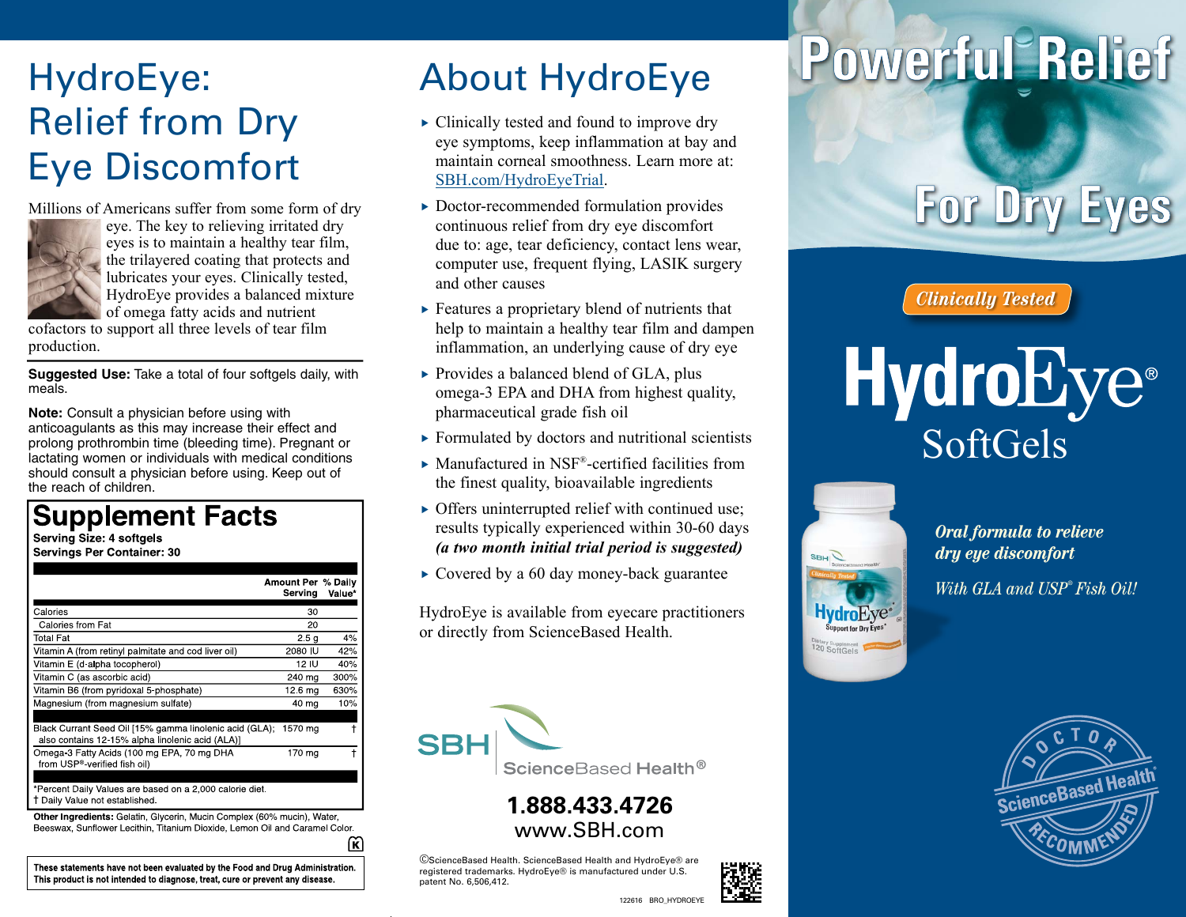# HydroEye: Relief from Dry Eye Discomfort

Millions of Americans suffer from some form of dry eye. The key to relieving irritated dry eyes is to maintain a healthy tear film, the trilayered coating that protects and lubricates your eyes. Clinically tested, HydroEye provides a balanced mixture of omega fatty acids and nutrient cofactors to support all three levels of tear film production.

**Suggested Use:** Take a total of four softgels daily, with meals.

**Note:** Consult a physician before using with anticoagulants as this may increase their effect and prolong prothrombin time (bleeding time). Pregnant or lactating women or individuals with medical conditions should consult a physician before using. Keep out of the reach of children.

## Supplement Facts

**Serving Size: 4 softgels**
**Servings Per Container: 30**

| | Amount Per Serving | % Daily Value* |
|---|---|---|
| Calories | 30 | |
| Calories from Fat | 20 | |
| Total Fat | 2.5 g | 4% |
| Vitamin A (from retinyl palmitate and cod liver oil) | 2080 IU | 42% |
| Vitamin E (d-alpha tocopherol) | 12 IU | 40% |
| Vitamin C (as ascorbic acid) | 240 mg | 300% |
| Vitamin B6 (from pyridoxal 5-phosphate) | 12.6 mg | 630% |
| Magnesium (from magnesium sulfate) | 40 mg | 10% |
| Black Currant Seed Oil [15% gamma linolenic acid (GLA); also contains 12-15% alpha linolenic acid (ALA)] | 1570 mg | † |
| Omega-3 Fatty Acids (100 mg EPA, 70 mg DHA from USP®-verified fish oil) | 170 mg | † |

*Percent Daily Values are based on a 2,000 calorie diet.
† Daily Value not established.

**Other Ingredients:** Gelatin, Glycerin, Mucin Complex (60% mucin), Water, Beeswax, Sunflower Lecithin, Titanium Dioxide, Lemon Oil and Caramel Color.

**These statements have not been evaluated by the Food and Drug Administration. This product is not intended to diagnose, treat, cure or prevent any disease.**

# About HydroEye

- Clinically tested and found to improve dry eye symptoms, keep inflammation at bay and maintain corneal smoothness. Learn more at: SBH.com/HydroEyeTrial.
- Doctor-recommended formulation provides continuous relief from dry eye discomfort due to: age, tear deficiency, contact lens wear, computer use, frequent flying, LASIK surgery and other causes
- Features a proprietary blend of nutrients that help to maintain a healthy tear film and dampen inflammation, an underlying cause of dry eye
- Provides a balanced blend of GLA, plus omega-3 EPA and DHA from highest quality, pharmaceutical grade fish oil
- Formulated by doctors and nutritional scientists
- Manufactured in NSF®-certified facilities from the finest quality, bioavailable ingredients
- Offers uninterrupted relief with continued use; results typically experienced within 30-60 days *(a two month initial trial period is suggested)*
- Covered by a 60 day money-back guarantee

HydroEye is available from eyecare practitioners or directly from ScienceBased Health.

SBH ScienceBased Health®

**1.888.433.4726**
www.SBH.com

©ScienceBased Health. ScienceBased Health and HydroEye® are registered trademarks. HydroEye® is manufactured under U.S. patent No. 6,506,412.

122616 BRO_HYDROEYE

# Powerful Relief For Dry Eyes

*Clinically Tested*

## HydroEye® SoftGels

*Oral formula to relieve dry eye discomfort*

*With GLA and USP® Fish Oil!*

Doctor Recommended — ScienceBased Health®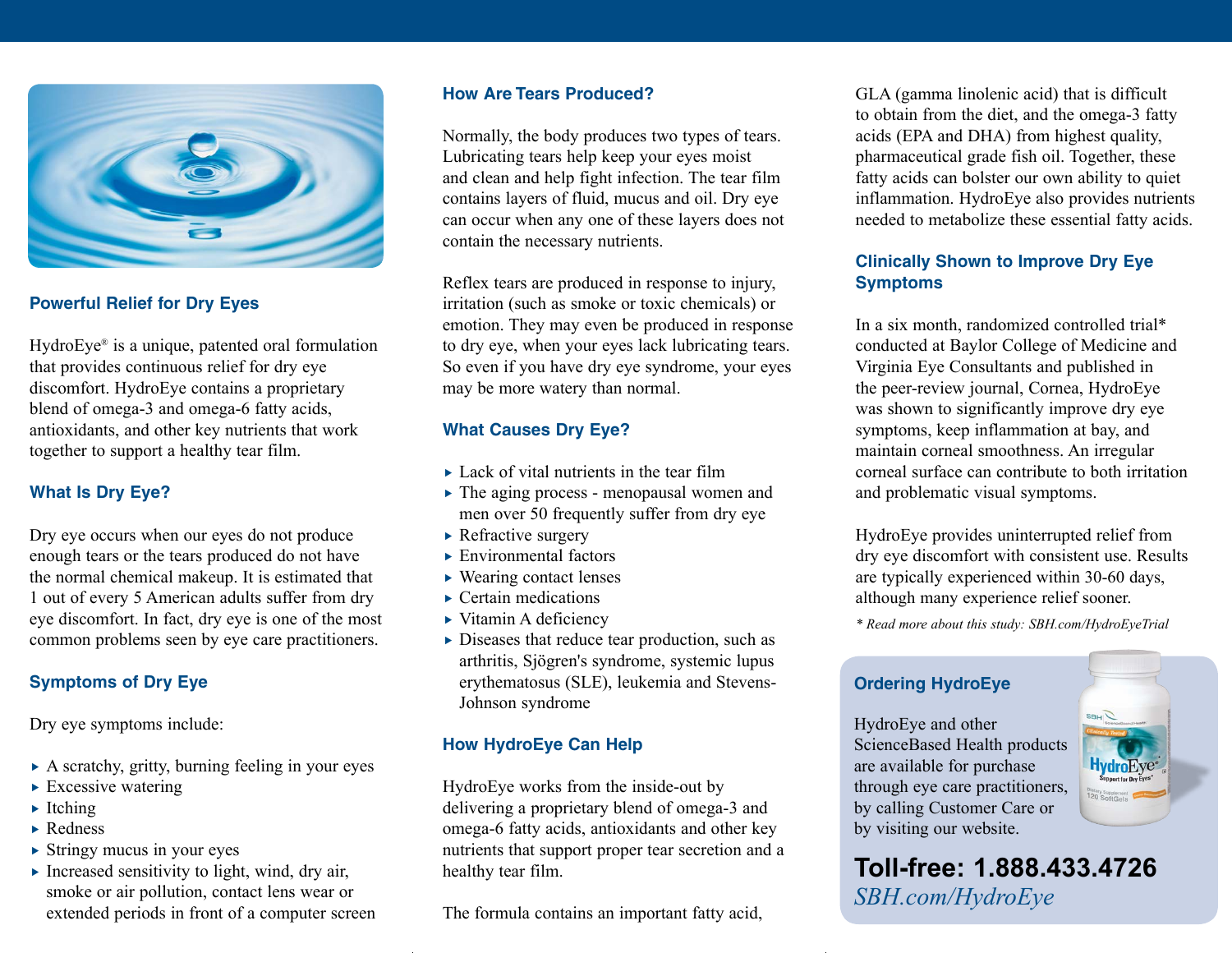## Powerful Relief for Dry Eyes

HydroEye® is a unique, patented oral formulation that provides continuous relief for dry eye discomfort. HydroEye contains a proprietary blend of omega-3 and omega-6 fatty acids, antioxidants, and other key nutrients that work together to support a healthy tear film.

## What Is Dry Eye?

Dry eye occurs when our eyes do not produce enough tears or the tears produced do not have the normal chemical makeup. It is estimated that 1 out of every 5 American adults suffer from dry eye discomfort. In fact, dry eye is one of the most common problems seen by eye care practitioners.

## Symptoms of Dry Eye

Dry eye symptoms include:

- A scratchy, gritty, burning feeling in your eyes
- Excessive watering
- Itching
- Redness
- Stringy mucus in your eyes
- Increased sensitivity to light, wind, dry air, smoke or air pollution, contact lens wear or extended periods in front of a computer screen

## How Are Tears Produced?

Normally, the body produces two types of tears. Lubricating tears help keep your eyes moist and clean and help fight infection. The tear film contains layers of fluid, mucus and oil. Dry eye can occur when any one of these layers does not contain the necessary nutrients.

Reflex tears are produced in response to injury, irritation (such as smoke or toxic chemicals) or emotion. They may even be produced in response to dry eye, when your eyes lack lubricating tears. So even if you have dry eye syndrome, your eyes may be more watery than normal.

## What Causes Dry Eye?

- Lack of vital nutrients in the tear film
- The aging process - menopausal women and men over 50 frequently suffer from dry eye
- Refractive surgery
- Environmental factors
- Wearing contact lenses
- Certain medications
- Vitamin A deficiency
- Diseases that reduce tear production, such as arthritis, Sjögren's syndrome, systemic lupus erythematosus (SLE), leukemia and Stevens-Johnson syndrome

## How HydroEye Can Help

HydroEye works from the inside-out by delivering a proprietary blend of omega-3 and omega-6 fatty acids, antioxidants and other key nutrients that support proper tear secretion and a healthy tear film.

The formula contains an important fatty acid, GLA (gamma linolenic acid) that is difficult to obtain from the diet, and the omega-3 fatty acids (EPA and DHA) from highest quality, pharmaceutical grade fish oil. Together, these fatty acids can bolster our own ability to quiet inflammation. HydroEye also provides nutrients needed to metabolize these essential fatty acids.

## Clinically Shown to Improve Dry Eye Symptoms

In a six month, randomized controlled trial* conducted at Baylor College of Medicine and Virginia Eye Consultants and published in the peer-review journal, Cornea, HydroEye was shown to significantly improve dry eye symptoms, keep inflammation at bay, and maintain corneal smoothness. An irregular corneal surface can contribute to both irritation and problematic visual symptoms.

HydroEye provides uninterrupted relief from dry eye discomfort with consistent use. Results are typically experienced within 30-60 days, although many experience relief sooner.

*\* Read more about this study: SBH.com/HydroEyeTrial*

## Ordering HydroEye

HydroEye and other ScienceBased Health products are available for purchase through eye care practitioners, by calling Customer Care or by visiting our website.

**Toll-free: 1.888.433.4726**

*SBH.com/HydroEye*